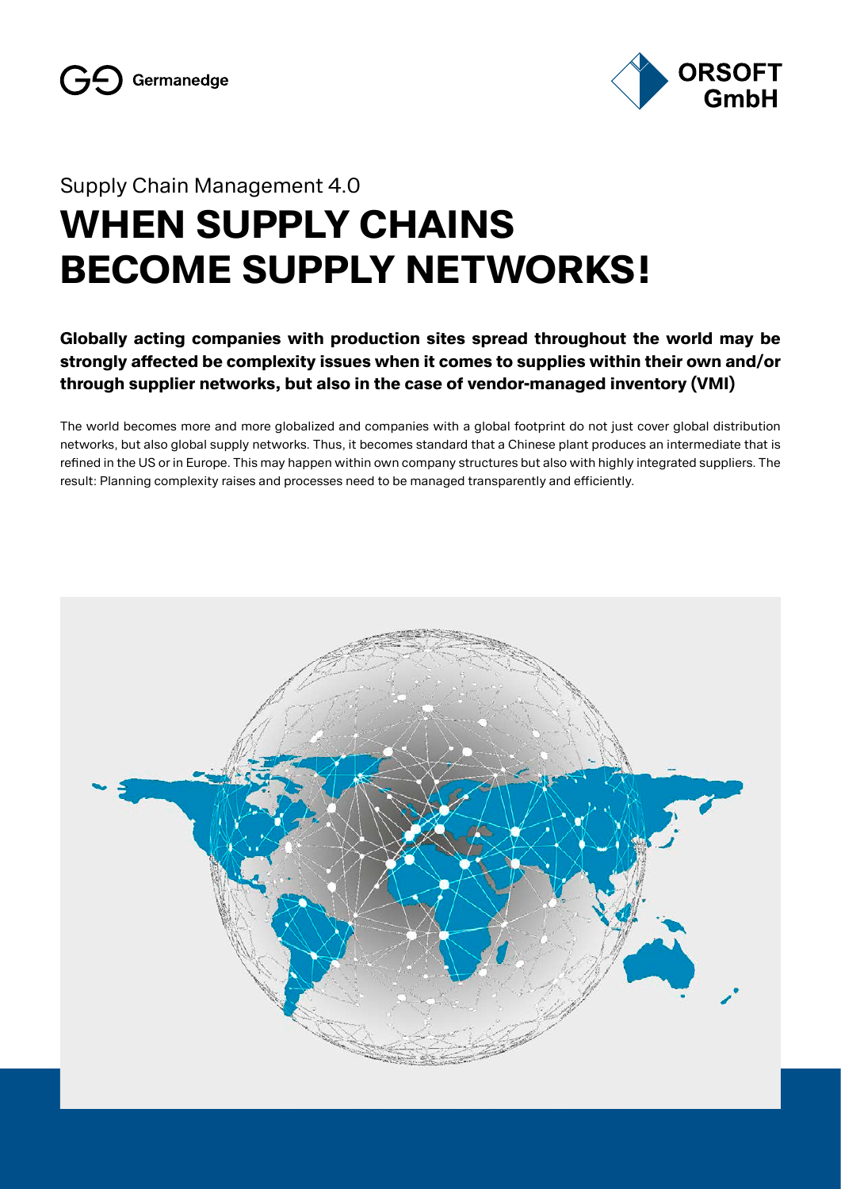Germanedge

ORSOFT GmbH

Supply Chain Management 4.0

# WHEN SUPPLY CHAINS BECOME SUPPLY NETWORKS!

**Globally acting companies with production sites spread throughout the world may be strongly affected be complexity issues when it comes to supplies within their own and/or through supplier networks, but also in the case of vendor-managed inventory (VMI)**

The world becomes more and more globalized and companies with a global footprint do not just cover global distribution networks, but also global supply networks. Thus, it becomes standard that a Chinese plant produces an intermediate that is refined in the US or in Europe. This may happen within own company structures but also with highly integrated suppliers. The result: Planning complexity raises and processes need to be managed transparently and efficiently.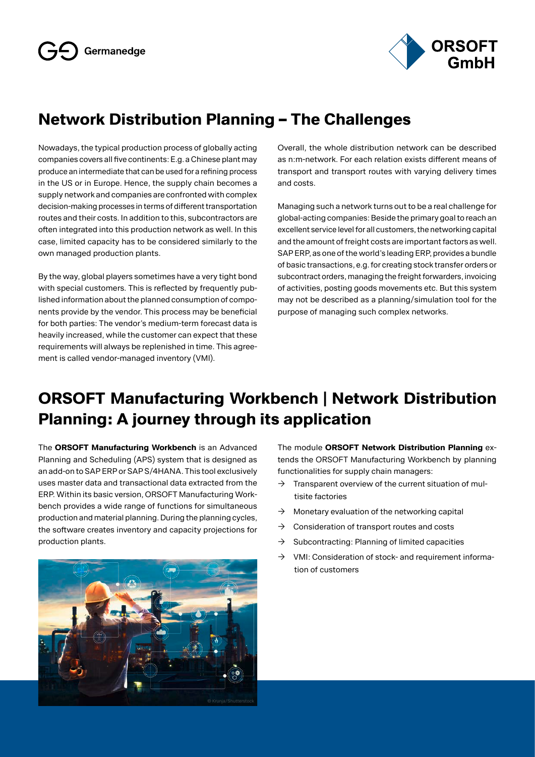# Network Distribution Planning – The Challenges

Nowadays, the typical production process of globally acting companies covers all five continents: E.g. a Chinese plant may produce an intermediate that can be used for a refining process in the US or in Europe. Hence, the supply chain becomes a supply network and companies are confronted with complex decision-making processes in terms of different transportation routes and their costs. In addition to this, subcontractors are often integrated into this production network as well. In this case, limited capacity has to be considered similarly to the own managed production plants.

By the way, global players sometimes have a very tight bond with special customers. This is reflected by frequently published information about the planned consumption of components provide by the vendor. This process may be beneficial for both parties: The vendor's medium-term forecast data is heavily increased, while the customer can expect that these requirements will always be replenished in time. This agreement is called vendor-managed inventory (VMI).

Overall, the whole distribution network can be described as n:m-network. For each relation exists different means of transport and transport routes with varying delivery times and costs.

Managing such a network turns out to be a real challenge for global-acting companies: Beside the primary goal to reach an excellent service level for all customers, the networking capital and the amount of freight costs are important factors as well. SAP ERP, as one of the world's leading ERP, provides a bundle of basic transactions, e.g. for creating stock transfer orders or subcontract orders, managing the freight forwarders, invoicing of activities, posting goods movements etc. But this system may not be described as a planning/simulation tool for the purpose of managing such complex networks.

# ORSOFT Manufacturing Workbench | Network Distribution Planning: A journey through its application

The **ORSOFT Manufacturing Workbench** is an Advanced Planning and Scheduling (APS) system that is designed as an add-on to SAP ERP or SAP S/4HANA. This tool exclusively uses master data and transactional data extracted from the ERP. Within its basic version, ORSOFT Manufacturing Workbench provides a wide range of functions for simultaneous production and material planning. During the planning cycles, the software creates inventory and capacity projections for production plants.

© Krunja/Shutterstock

The module **ORSOFT Network Distribution Planning** extends the ORSOFT Manufacturing Workbench by planning functionalities for supply chain managers:

- → Transparent overview of the current situation of multisite factories
- → Monetary evaluation of the networking capital
- → Consideration of transport routes and costs
- → Subcontracting: Planning of limited capacities
- → VMI: Consideration of stock- and requirement information of customers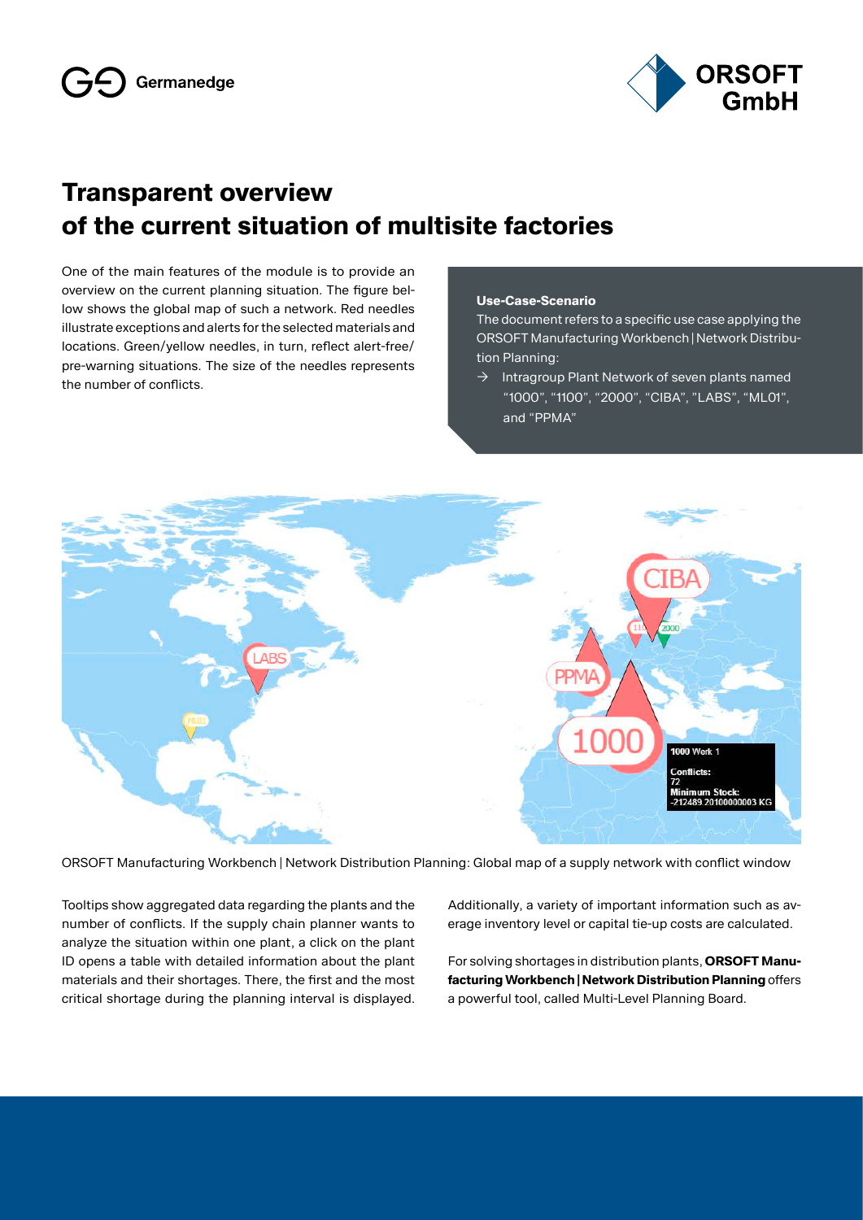# Transparent overview of the current situation of multisite factories

One of the main features of the module is to provide an overview on the current planning situation. The figure below shows the global map of such a network. Red needles illustrate exceptions and alerts for the selected materials and locations. Green/yellow needles, in turn, reflect alert-free/pre-warning situations. The size of the needles represents the number of conflicts.

**Use-Case-Scenario**

The document refers to a specific use case applying the ORSOFT Manufacturing Workbench | Network Distribution Planning:

- → Intragroup Plant Network of seven plants named “1000”, “1100”, “2000”, “CIBA”, "LABS", “ML01”, and “PPMA”

ORSOFT Manufacturing Workbench | Network Distribution Planning: Global map of a supply network with conflict window

Tooltips show aggregated data regarding the plants and the number of conflicts. If the supply chain planner wants to analyze the situation within one plant, a click on the plant ID opens a table with detailed information about the plant materials and their shortages. There, the first and the most critical shortage during the planning interval is displayed.

Additionally, a variety of important information such as average inventory level or capital tie-up costs are calculated.

For solving shortages in distribution plants, **ORSOFT Manufacturing Workbench | Network Distribution Planning** offers a powerful tool, called Multi-Level Planning Board.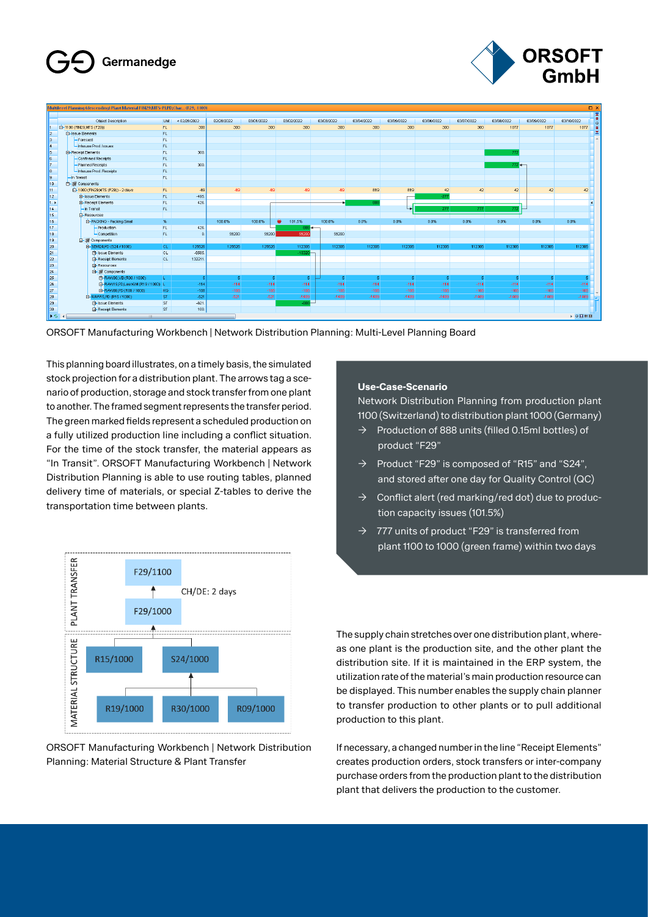ORSOFT Manufacturing Workbench | Network Distribution Planning: Multi-Level Planning Board

This planning board illustrates, on a timely basis, the simulated stock projection for a distribution plant. The arrows tag a scenario of production, storage and stock transfer from one plant to another. The framed segment represents the transfer period. The green marked fields represent a scheduled production on a fully utilized production line including a conflict situation. For the time of the stock transfer, the material appears as "In Transit". ORSOFT Manufacturing Workbench | Network Distribution Planning is able to use routing tables, planned delivery time of materials, or special Z-tables to derive the transportation time between plants.

ORSOFT Manufacturing Workbench | Network Distribution Planning: Material Structure & Plant Transfer

**Use-Case-Scenario**

Network Distribution Planning from production plant 1100 (Switzerland) to distribution plant 1000 (Germany)

- → Production of 888 units (filled 0.15ml bottles) of product "F29"
- → Product "F29" is composed of "R15" and "S24", and stored after one day for Quality Control (QC)
- → Conflict alert (red marking/red dot) due to production capacity issues (101.5%)
- → 777 units of product "F29" is transferred from plant 1100 to 1000 (green frame) within two days

The supply chain stretches over one distribution plant, whereas one plant is the production site, and the other plant the distribution site. If it is maintained in the ERP system, the utilization rate of the material's main production resource can be displayed. This number enables the supply chain planner to transfer production to other plants or to pull additional production to this plant.

If necessary, a changed number in the line "Receipt Elements" creates production orders, stock transfers or inter-company purchase orders from the production plant to the distribution plant that delivers the production to the customer.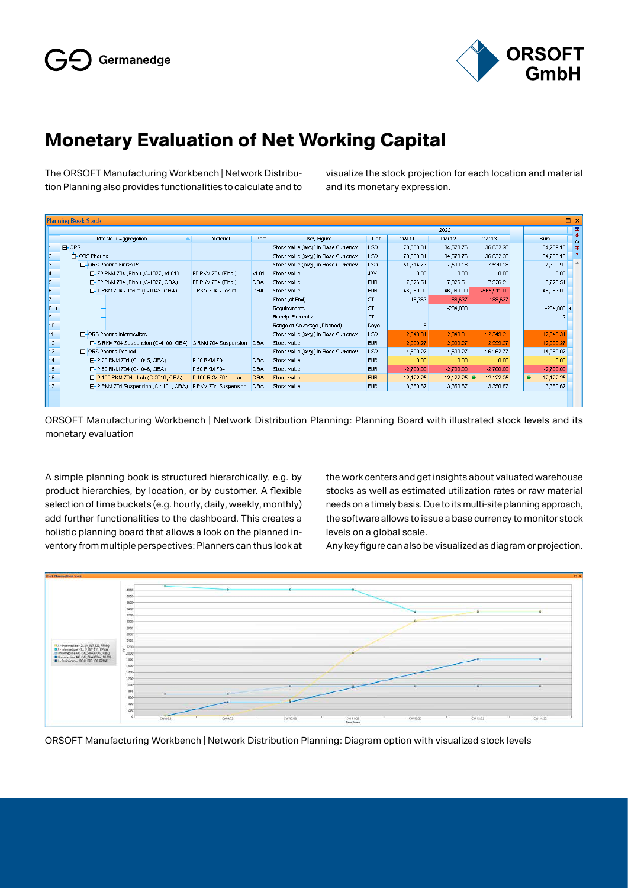# Monetary Evaluation of Net Working Capital

The ORSOFT Manufacturing Workbench | Network Distribution Planning also provides functionalities to calculate and to visualize the stock projection for each location and material and its monetary expression.

ORSOFT Manufacturing Workbench | Network Distribution Planning: Planning Board with illustrated stock levels and its monetary evaluation

A simple planning book is structured hierarchically, e.g. by product hierarchies, by location, or by customer. A flexible selection of time buckets (e.g. hourly, daily, weekly, monthly) add further functionalities to the dashboard. This creates a holistic planning board that allows a look on the planned inventory from multiple perspectives: Planners can thus look at the work centers and get insights about valuated warehouse stocks as well as estimated utilization rates or raw material needs on a timely basis. Due to its multi-site planning approach, the software allows to issue a base currency to monitor stock levels on a global scale.

Any key figure can also be visualized as diagram or projection.

ORSOFT Manufacturing Workbench | Network Distribution Planning: Diagram option with visualized stock levels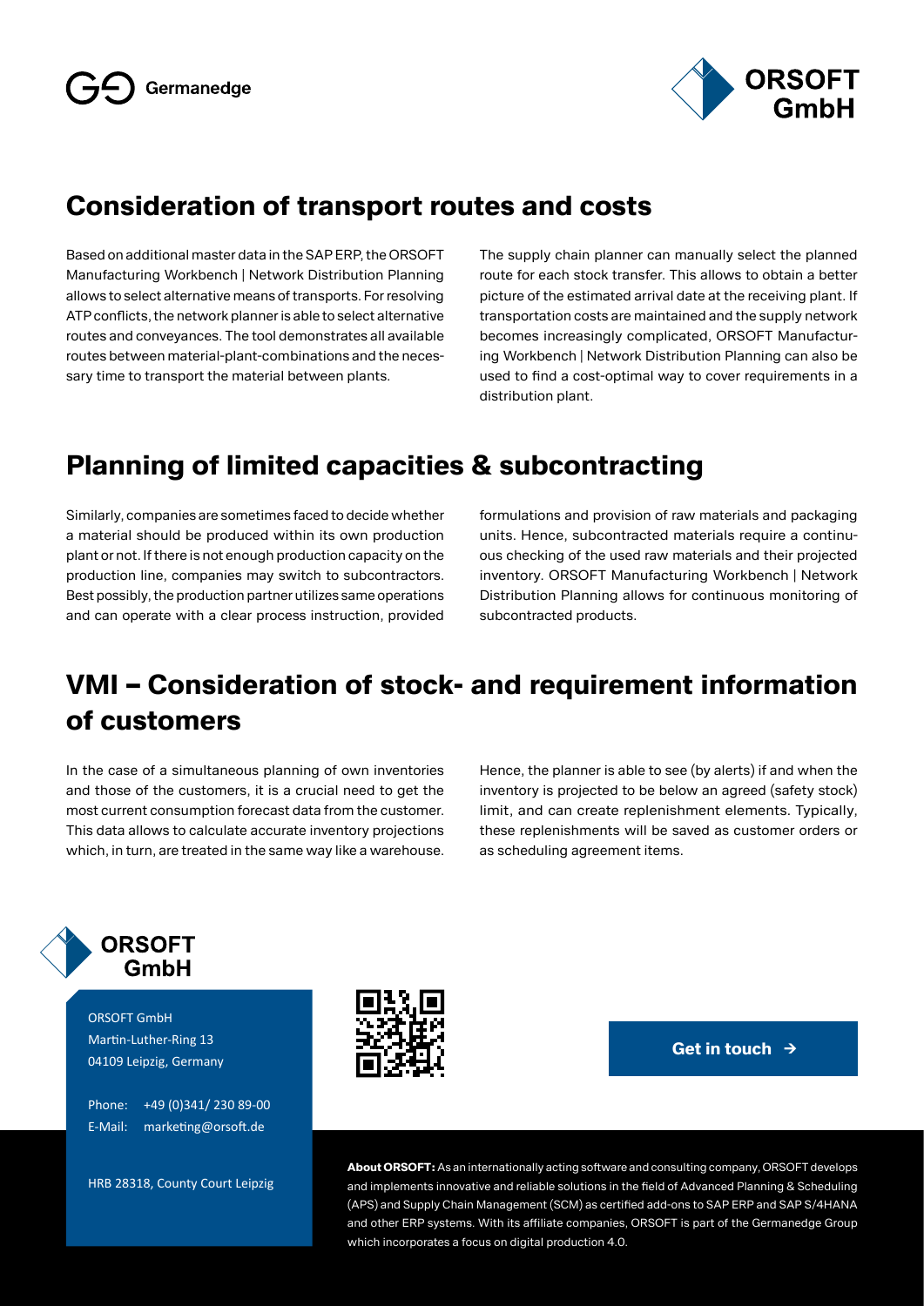## Consideration of transport routes and costs

Based on additional master data in the SAP ERP, the ORSOFT Manufacturing Workbench | Network Distribution Planning allows to select alternative means of transports. For resolving ATP conflicts, the network planner is able to select alternative routes and conveyances. The tool demonstrates all available routes between material-plant-combinations and the necessary time to transport the material between plants.

The supply chain planner can manually select the planned route for each stock transfer. This allows to obtain a better picture of the estimated arrival date at the receiving plant. If transportation costs are maintained and the supply network becomes increasingly complicated, ORSOFT Manufacturing Workbench | Network Distribution Planning can also be used to find a cost-optimal way to cover requirements in a distribution plant.

## Planning of limited capacities & subcontracting

Similarly, companies are sometimes faced to decide whether a material should be produced within its own production plant or not. If there is not enough production capacity on the production line, companies may switch to subcontractors. Best possibly, the production partner utilizes same operations and can operate with a clear process instruction, provided formulations and provision of raw materials and packaging units. Hence, subcontracted materials require a continuous checking of the used raw materials and their projected inventory. ORSOFT Manufacturing Workbench | Network Distribution Planning allows for continuous monitoring of subcontracted products.

## VMI – Consideration of stock- and requirement information of customers

In the case of a simultaneous planning of own inventories and those of the customers, it is a crucial need to get the most current consumption forecast data from the customer. This data allows to calculate accurate inventory projections which, in turn, are treated in the same way like a warehouse. Hence, the planner is able to see (by alerts) if and when the inventory is projected to be below an agreed (safety stock) limit, and can create replenishment elements. Typically, these replenishments will be saved as customer orders or as scheduling agreement items.

ORSOFT GmbH
Martin-Luther-Ring 13
04109 Leipzig, Germany

Phone: +49 (0)341/ 230 89-00
E-Mail: marketing@orsoft.de

HRB 28318, County Court Leipzig

Get in touch →

**About ORSOFT:** As an internationally acting software and consulting company, ORSOFT develops and implements innovative and reliable solutions in the field of Advanced Planning & Scheduling (APS) and Supply Chain Management (SCM) as certified add-ons to SAP ERP and SAP S/4HANA and other ERP systems. With its affiliate companies, ORSOFT is part of the Germanedge Group which incorporates a focus on digital production 4.0.